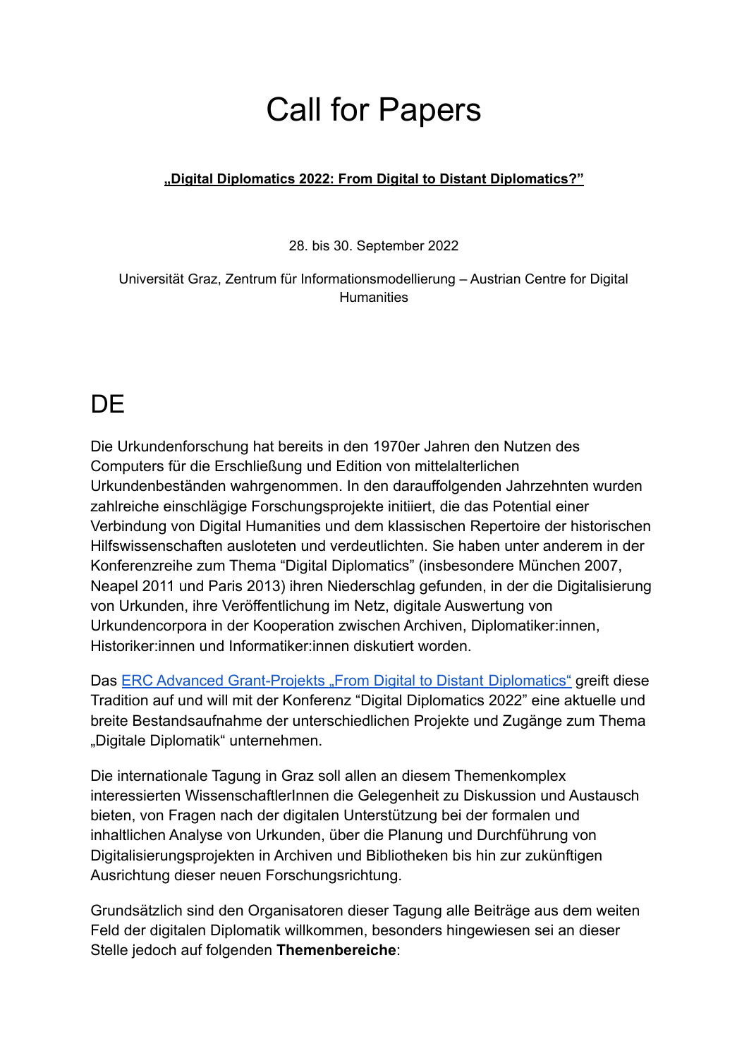# Call for Papers

**„Digital Diplomatics 2022: From Digital to Distant Diplomatics?"**

28. bis 30. September 2022

Universität Graz, Zentrum für Informationsmodellierung – Austrian Centre for Digital Humanities

# DE

Die Urkundenforschung hat bereits in den 1970er Jahren den Nutzen des Computers für die Erschließung und Edition von mittelalterlichen Urkundenbeständen wahrgenommen. In den darauffolgenden Jahrzehnten wurden zahlreiche einschlägige Forschungsprojekte initiiert, die das Potential einer Verbindung von Digital Humanities und dem klassischen Repertoire der historischen Hilfswissenschaften ausloteten und verdeutlichten. Sie haben unter anderem in der Konferenzreihe zum Thema "Digital Diplomatics" (insbesondere München 2007, Neapel 2011 und Paris 2013) ihren Niederschlag gefunden, in der die Digitalisierung von Urkunden, ihre Veröffentlichung im Netz, digitale Auswertung von Urkundencorpora in der Kooperation zwischen Archiven, Diplomatiker:innen, Historiker:innen und Informatiker:innen diskutiert worden.

Das ERC Advanced Grant-Projekts „From Digital to Distant Diplomatics" greift diese Tradition auf und will mit der Konferenz "Digital Diplomatics 2022" eine aktuelle und breite Bestandsaufnahme der unterschiedlichen Projekte und Zugänge zum Thema „Digitale Diplomatik" unternehmen.

Die internationale Tagung in Graz soll allen an diesem Themenkomplex interessierten WissenschaftlerInnen die Gelegenheit zu Diskussion und Austausch bieten, von Fragen nach der digitalen Unterstützung bei der formalen und inhaltlichen Analyse von Urkunden, über die Planung und Durchführung von Digitalisierungsprojekten in Archiven und Bibliotheken bis hin zur zukünftigen Ausrichtung dieser neuen Forschungsrichtung.

Grundsätzlich sind den Organisatoren dieser Tagung alle Beiträge aus dem weiten Feld der digitalen Diplomatik willkommen, besonders hingewiesen sei an dieser Stelle jedoch auf folgenden **Themenbereiche**: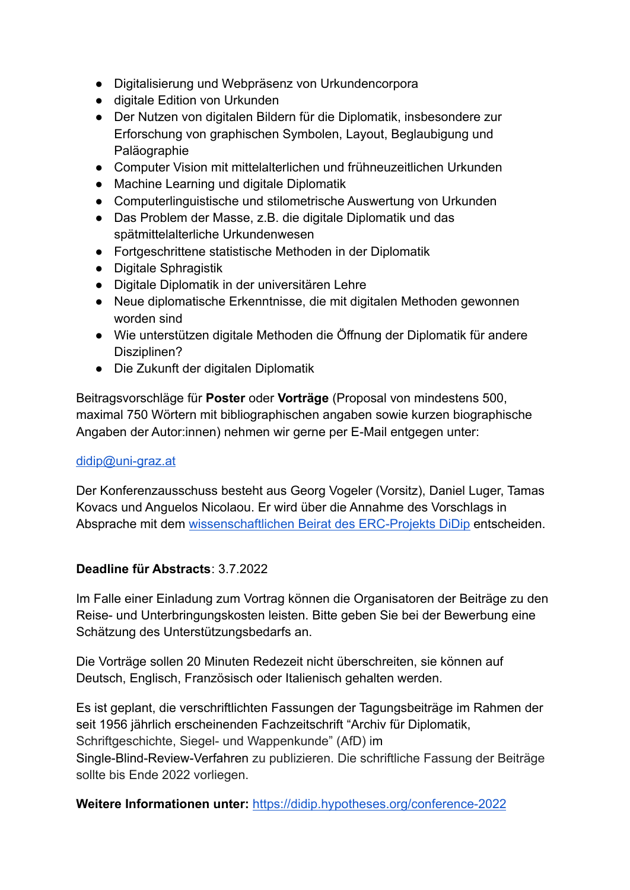- Digitalisierung und Webpräsenz von Urkundencorpora
- digitale Edition von Urkunden
- Der Nutzen von digitalen Bildern für die Diplomatik, insbesondere zur Erforschung von graphischen Symbolen, Layout, Beglaubigung und Paläographie
- Computer Vision mit mittelalterlichen und frühneuzeitlichen Urkunden
- Machine Learning und digitale Diplomatik
- Computerlinguistische und stilometrische Auswertung von Urkunden
- Das Problem der Masse, z.B. die digitale Diplomatik und das spätmittelalterliche Urkundenwesen
- Fortgeschrittene statistische Methoden in der Diplomatik
- Digitale Sphragistik
- Digitale Diplomatik in der universitären Lehre
- Neue diplomatische Erkenntnisse, die mit digitalen Methoden gewonnen worden sind
- Wie unterstützen digitale Methoden die Öffnung der Diplomatik für andere Disziplinen?
- Die Zukunft der digitalen Diplomatik

Beitragsvorschläge für **Poster** oder **Vorträge** (Proposal von mindestens 500, maximal 750 Wörtern mit bibliographischen angaben sowie kurzen biographische Angaben der Autor:innen) nehmen wir gerne per E-Mail entgegen unter:

[didip@uni-graz.at](mailto:didip@uni-graz.at)

Der Konferenzausschuss besteht aus Georg Vogeler (Vorsitz), Daniel Luger, Tamas Kovacs und Anguelos Nicolaou. Er wird über die Annahme des Vorschlags in Absprache mit dem wissenschaftlichen Beirat des ERC-Projekts DiDip entscheiden.

**Deadline für Abstracts**: 3.7.2022

Im Falle einer Einladung zum Vortrag können die Organisatoren der Beiträge zu den Reise- und Unterbringungskosten leisten. Bitte geben Sie bei der Bewerbung eine Schätzung des Unterstützungsbedarfs an.

Die Vorträge sollen 20 Minuten Redezeit nicht überschreiten, sie können auf Deutsch, Englisch, Französisch oder Italienisch gehalten werden.

Es ist geplant, die verschriftlichten Fassungen der Tagungsbeiträge im Rahmen der seit 1956 jährlich erscheinenden Fachzeitschrift "Archiv für Diplomatik, Schriftgeschichte, Siegel- und Wappenkunde" (AfD) im Single-Blind-Review-Verfahren zu publizieren. Die schriftliche Fassung der Beiträge sollte bis Ende 2022 vorliegen.

**Weitere Informationen unter:** https://didip.hypotheses.org/conference-2022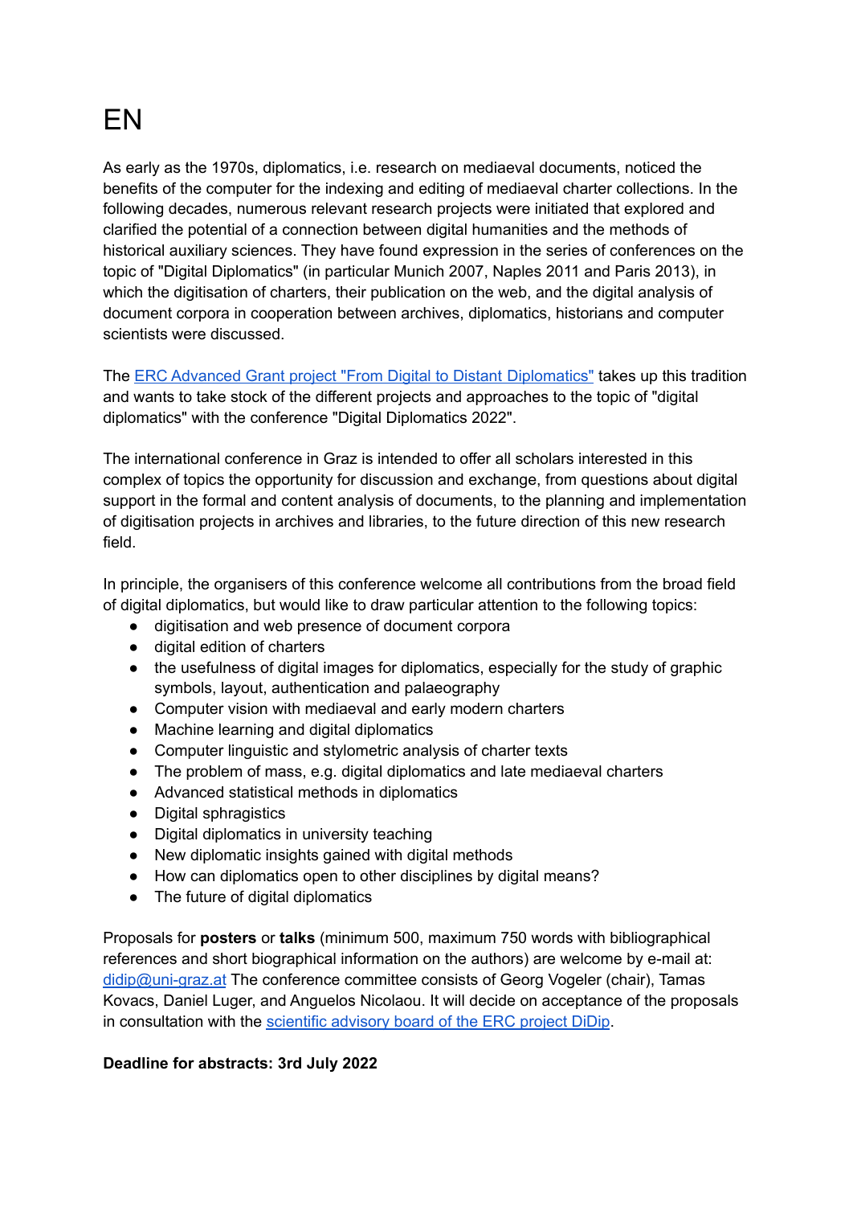# EN

As early as the 1970s, diplomatics, i.e. research on mediaeval documents, noticed the benefits of the computer for the indexing and editing of mediaeval charter collections. In the following decades, numerous relevant research projects were initiated that explored and clarified the potential of a connection between digital humanities and the methods of historical auxiliary sciences. They have found expression in the series of conferences on the topic of "Digital Diplomatics" (in particular Munich 2007, Naples 2011 and Paris 2013), in which the digitisation of charters, their publication on the web, and the digital analysis of document corpora in cooperation between archives, diplomatics, historians and computer scientists were discussed.

The ERC Advanced Grant project "From Digital to Distant Diplomatics" takes up this tradition and wants to take stock of the different projects and approaches to the topic of "digital diplomatics" with the conference "Digital Diplomatics 2022".

The international conference in Graz is intended to offer all scholars interested in this complex of topics the opportunity for discussion and exchange, from questions about digital support in the formal and content analysis of documents, to the planning and implementation of digitisation projects in archives and libraries, to the future direction of this new research field.

In principle, the organisers of this conference welcome all contributions from the broad field of digital diplomatics, but would like to draw particular attention to the following topics:

- digitisation and web presence of document corpora
- digital edition of charters
- the usefulness of digital images for diplomatics, especially for the study of graphic symbols, layout, authentication and palaeography
- Computer vision with mediaeval and early modern charters
- Machine learning and digital diplomatics
- Computer linguistic and stylometric analysis of charter texts
- The problem of mass, e.g. digital diplomatics and late mediaeval charters
- Advanced statistical methods in diplomatics
- Digital sphragistics
- Digital diplomatics in university teaching
- New diplomatic insights gained with digital methods
- How can diplomatics open to other disciplines by digital means?
- The future of digital diplomatics

Proposals for **posters** or **talks** (minimum 500, maximum 750 words with bibliographical references and short biographical information on the authors) are welcome by e-mail at: didip@uni-graz.at The conference committee consists of Georg Vogeler (chair), Tamas Kovacs, Daniel Luger, and Anguelos Nicolaou. It will decide on acceptance of the proposals in consultation with the scientific advisory board of the ERC project DiDip.

**Deadline for abstracts: 3rd July 2022**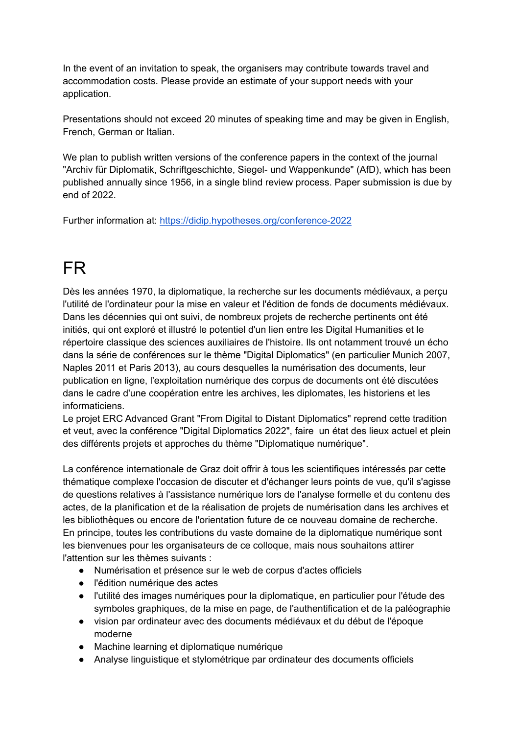In the event of an invitation to speak, the organisers may contribute towards travel and accommodation costs. Please provide an estimate of your support needs with your application.

Presentations should not exceed 20 minutes of speaking time and may be given in English, French, German or Italian.

We plan to publish written versions of the conference papers in the context of the journal "Archiv für Diplomatik, Schriftgeschichte, Siegel- und Wappenkunde" (AfD), which has been published annually since 1956, in a single blind review process. Paper submission is due by end of 2022.

Further information at: [https://didip.hypotheses.org/conference-2022](https://didip.hypotheses.org/conference-2022)

# FR

Dès les années 1970, la diplomatique, la recherche sur les documents médiévaux, a perçu l'utilité de l'ordinateur pour la mise en valeur et l'édition de fonds de documents médiévaux. Dans les décennies qui ont suivi, de nombreux projets de recherche pertinents ont été initiés, qui ont exploré et illustré le potentiel d'un lien entre les Digital Humanities et le répertoire classique des sciences auxiliaires de l'histoire. Ils ont notamment trouvé un écho dans la série de conférences sur le thème "Digital Diplomatics" (en particulier Munich 2007, Naples 2011 et Paris 2013), au cours desquelles la numérisation des documents, leur publication en ligne, l'exploitation numérique des corpus de documents ont été discutées dans le cadre d'une coopération entre les archives, les diplomates, les historiens et les informaticiens.
Le projet ERC Advanced Grant "From Digital to Distant Diplomatics" reprend cette tradition et veut, avec la conférence "Digital Diplomatics 2022", faire un état des lieux actuel et plein des différents projets et approches du thème "Diplomatique numérique".

La conférence internationale de Graz doit offrir à tous les scientifiques intéressés par cette thématique complexe l'occasion de discuter et d'échanger leurs points de vue, qu'il s'agisse de questions relatives à l'assistance numérique lors de l'analyse formelle et du contenu des actes, de la planification et de la réalisation de projets de numérisation dans les archives et les bibliothèques ou encore de l'orientation future de ce nouveau domaine de recherche.
En principe, toutes les contributions du vaste domaine de la diplomatique numérique sont les bienvenues pour les organisateurs de ce colloque, mais nous souhaitons attirer l'attention sur les thèmes suivants :

- Numérisation et présence sur le web de corpus d'actes officiels
- l'édition numérique des actes
- l'utilité des images numériques pour la diplomatique, en particulier pour l'étude des symboles graphiques, de la mise en page, de l'authentification et de la paléographie
- vision par ordinateur avec des documents médiévaux et du début de l'époque moderne
- Machine learning et diplomatique numérique
- Analyse linguistique et stylométrique par ordinateur des documents officiels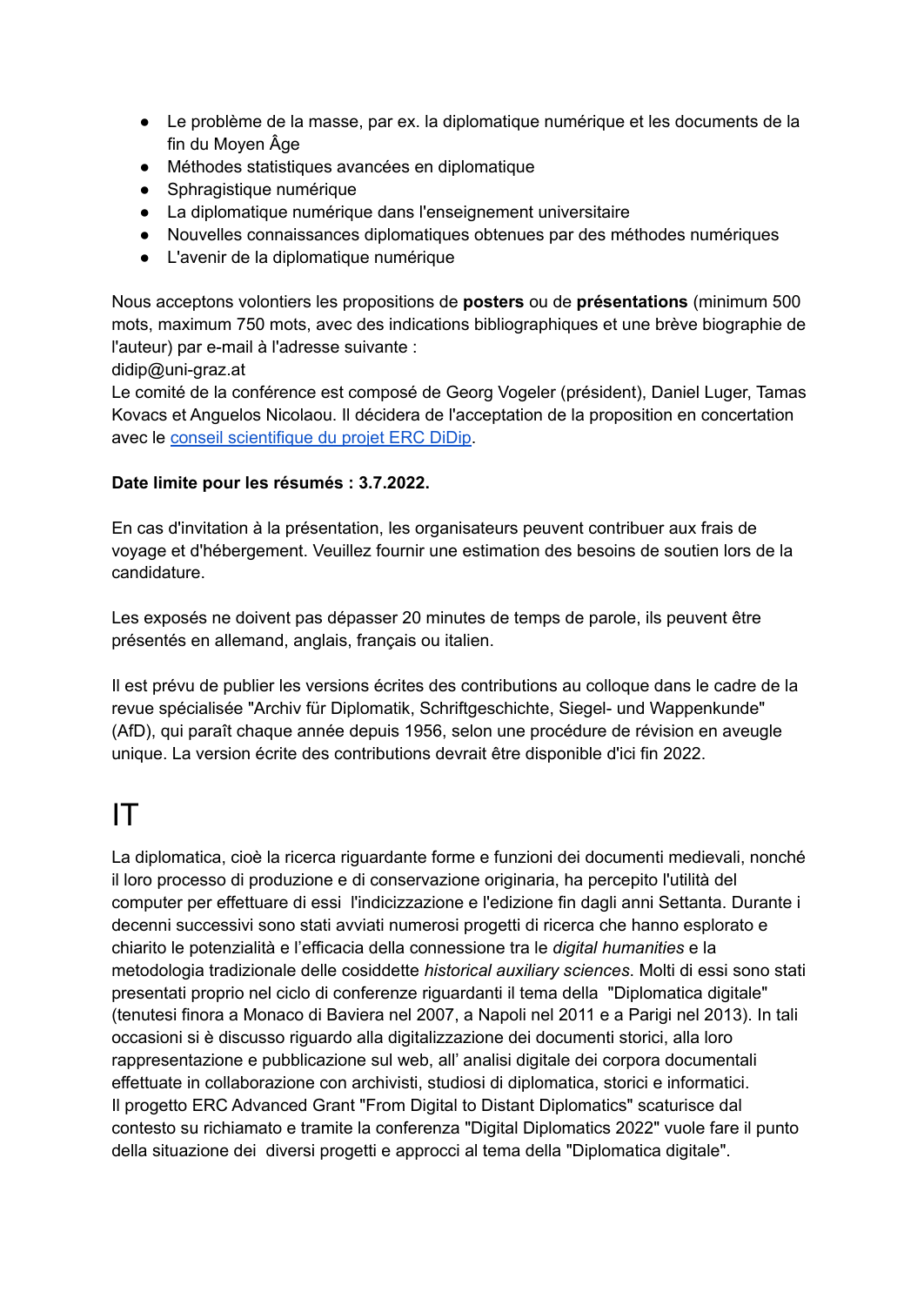- Le problème de la masse, par ex. la diplomatique numérique et les documents de la fin du Moyen Âge
- Méthodes statistiques avancées en diplomatique
- Sphragistique numérique
- La diplomatique numérique dans l'enseignement universitaire
- Nouvelles connaissances diplomatiques obtenues par des méthodes numériques
- L'avenir de la diplomatique numérique

Nous acceptons volontiers les propositions de **posters** ou de **présentations** (minimum 500 mots, maximum 750 mots, avec des indications bibliographiques et une brève biographie de l'auteur) par e-mail à l'adresse suivante :
didip@uni-graz.at
Le comité de la conférence est composé de Georg Vogeler (président), Daniel Luger, Tamas Kovacs et Anguelos Nicolaou. Il décidera de l'acceptation de la proposition en concertation avec le [conseil scientifique du projet ERC DiDip](#).

**Date limite pour les résumés : 3.7.2022.**

En cas d'invitation à la présentation, les organisateurs peuvent contribuer aux frais de voyage et d'hébergement. Veuillez fournir une estimation des besoins de soutien lors de la candidature.

Les exposés ne doivent pas dépasser 20 minutes de temps de parole, ils peuvent être présentés en allemand, anglais, français ou italien.

Il est prévu de publier les versions écrites des contributions au colloque dans le cadre de la revue spécialisée "Archiv für Diplomatik, Schriftgeschichte, Siegel- und Wappenkunde" (AfD), qui paraît chaque année depuis 1956, selon une procédure de révision en aveugle unique. La version écrite des contributions devrait être disponible d'ici fin 2022.

# IT

La diplomatica, cioè la ricerca riguardante forme e funzioni dei documenti medievali, nonché il loro processo di produzione e di conservazione originaria, ha percepito l'utilità del computer per effettuare di essi l'indicizzazione e l'edizione fin dagli anni Settanta. Durante i decenni successivi sono stati avviati numerosi progetti di ricerca che hanno esplorato e chiarito le potenzialità e l'efficacia della connessione tra le *digital humanities* e la metodologia tradizionale delle cosiddette *historical auxiliary sciences*. Molti di essi sono stati presentati proprio nel ciclo di conferenze riguardanti il tema della "Diplomatica digitale" (tenutesi finora a Monaco di Baviera nel 2007, a Napoli nel 2011 e a Parigi nel 2013). In tali occasioni si è discusso riguardo alla digitalizzazione dei documenti storici, alla loro rappresentazione e pubblicazione sul web, all' analisi digitale dei corpora documentali effettuate in collaborazione con archivisti, studiosi di diplomatica, storici e informatici.
Il progetto ERC Advanced Grant "From Digital to Distant Diplomatics" scaturisce dal contesto su richiamato e tramite la conferenza "Digital Diplomatics 2022" vuole fare il punto della situazione dei diversi progetti e approcci al tema della "Diplomatica digitale".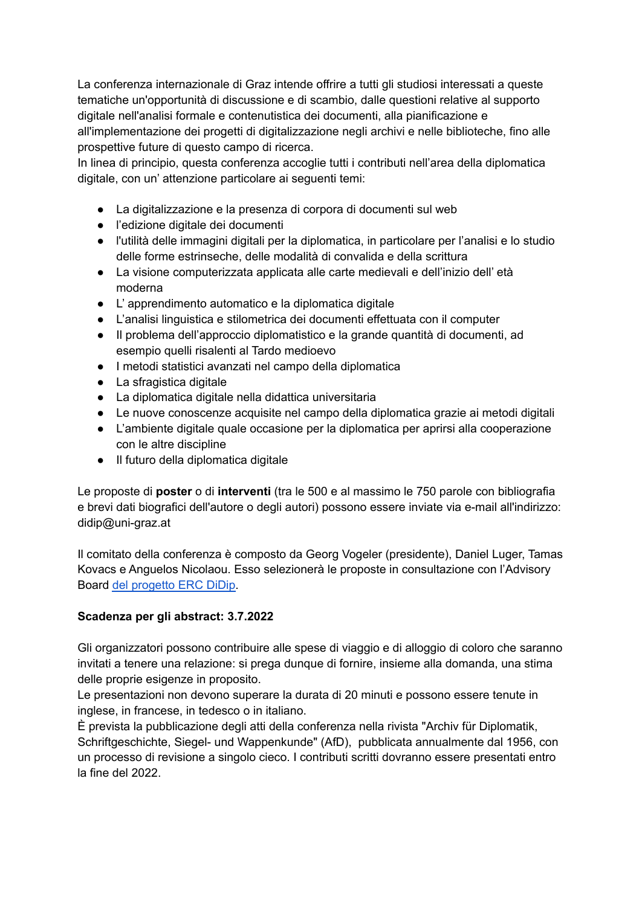La conferenza internazionale di Graz intende offrire a tutti gli studiosi interessati a queste tematiche un'opportunità di discussione e di scambio, dalle questioni relative al supporto digitale nell'analisi formale e contenutistica dei documenti, alla pianificazione e all'implementazione dei progetti di digitalizzazione negli archivi e nelle biblioteche, fino alle prospettive future di questo campo di ricerca.
In linea di principio, questa conferenza accoglie tutti i contributi nell'area della diplomatica digitale, con un' attenzione particolare ai seguenti temi:

- La digitalizzazione e la presenza di corpora di documenti sul web
- l'edizione digitale dei documenti
- l'utilità delle immagini digitali per la diplomatica, in particolare per l'analisi e lo studio delle forme estrinseche, delle modalità di convalida e della scrittura
- La visione computerizzata applicata alle carte medievali e dell'inizio dell' età moderna
- L' apprendimento automatico e la diplomatica digitale
- L'analisi linguistica e stilometrica dei documenti effettuata con il computer
- Il problema dell'approccio diplomatistico e la grande quantità di documenti, ad esempio quelli risalenti al Tardo medioevo
- I metodi statistici avanzati nel campo della diplomatica
- La sfragistica digitale
- La diplomatica digitale nella didattica universitaria
- Le nuove conoscenze acquisite nel campo della diplomatica grazie ai metodi digitali
- L'ambiente digitale quale occasione per la diplomatica per aprirsi alla cooperazione con le altre discipline
- Il futuro della diplomatica digitale

Le proposte di **poster** o di **interventi** (tra le 500 e al massimo le 750 parole con bibliografia e brevi dati biografici dell'autore o degli autori) possono essere inviate via e-mail all'indirizzo: didip@uni-graz.at

Il comitato della conferenza è composto da Georg Vogeler (presidente), Daniel Luger, Tamas Kovacs e Anguelos Nicolaou. Esso selezionerà le proposte in consultazione con l'Advisory Board del progetto ERC DiDip.

**Scadenza per gli abstract: 3.7.2022**

Gli organizzatori possono contribuire alle spese di viaggio e di alloggio di coloro che saranno invitati a tenere una relazione: si prega dunque di fornire, insieme alla domanda, una stima delle proprie esigenze in proposito.
Le presentazioni non devono superare la durata di 20 minuti e possono essere tenute in inglese, in francese, in tedesco o in italiano.
È prevista la pubblicazione degli atti della conferenza nella rivista "Archiv für Diplomatik, Schriftgeschichte, Siegel- und Wappenkunde" (AfD), pubblicata annualmente dal 1956, con un processo di revisione a singolo cieco. I contributi scritti dovranno essere presentati entro la fine del 2022.